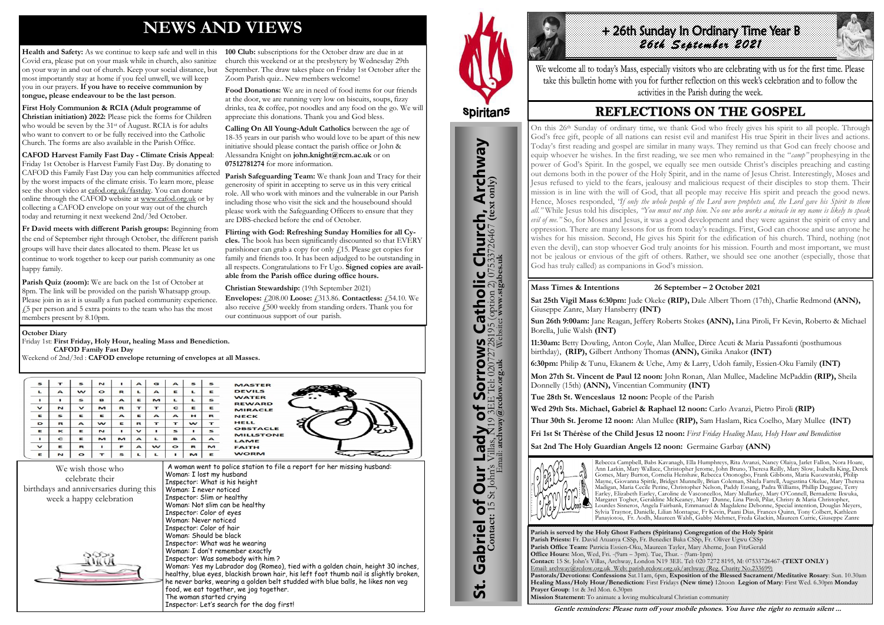# NEWS AND VIEWS

**Health and Safety:** As we continue to keep safe and well in this Covid era, please put on your mask while in church, also sanitize on your way in and out of church. Keep your social distance, but most importantly stay at home if you feel unwell, we will keep you in our prayers. **If you have to receive communion by tongue, please endeavour to be the last person**.

**First Holy Communion & RCIA (Adult programme of Christian initiation) 2022:** Please pick the forms for Children who would be seven by the 31st of August. RCIA is for adults who want to convert to or be fully received into the Catholic Church. The forms are also available in the Parish Office.

**CAFOD Harvest Family Fast Day - Climate Crisis Appeal**: Friday 1st October is Harvest Family Fast Day. By donating to CAFOD this Family Fast Day you can help communities affected by the worst impacts of the climate crisis. To learn more, please see the short video at cafod.org.uk/fastday. You can donate online through the CAFOD website at www.cafod.org.uk or by collecting a CAFOD envelope on your way out of the church today and returning it next weekend 2nd/3rd October.

**Fr David meets with different Parish groups:** Beginning from the end of September right through October, the different parish groups will have their dates allocated to them. Please let us continue to work together to keep our parish community as one happy family.

**Parish Quiz (zoom):** We are back on the 1st of October at 8pm. The link will be provided on the parish Whatsapp group. Please join in as it is usually a fun packed community experience. £5 per person and 5 extra points to the team who has the most members present by 8.10pm.

**100 Club:** subscriptions for the October draw are due in at church this weekend or at the presbytery by Wednesday 29th September. The draw takes place on Friday 1st October after the Zoom Parish quiz.. New members welcome!

**Food Donations:** We are in need of food items for our friends at the door, we are running very low on biscuits, soups, fizzy drinks, tea & coffee, pot noodles and any food on the go. We will appreciate this donations. Thank you and God bless.

**Calling On All Young-Adult Catholics** between the age of 18-35 years in our parish who would love to be apart of this new initiative should please contact the parish office or John & Alessandra Knight on **john.knight@rcm.ac.uk** or on **07512781274** for more information.

**Parish Safeguarding Team:** We thank Joan and Tracy for their generosity of spirit in accepting to serve us in this very critical role. All who work with minors and the vulnerable in our Parish including those who visit the sick and the housebound should please work with the Safeguarding Officers to ensure that they are DBS-checked before the end of October.

**Flirting with God: Refreshing Sunday Homilies for all Cycles.** The book has been significantly discounted so that EVERY parishioner can grab a copy for only £15. Please get copies for family and friends too. It has been adjudged to be outstanding in all respects. Congratulations to Fr Ugo. **Signed copies are available from the Parish office during office hours.**

**Christian Stewardship:** (19th September 2021)
**Envelopes:** £208.00 **Loose:** £313.86. **Contactless:** £54.10. We also receive £500 weekly from standing orders. Thank you for our continuous support of our parish.

**October Diary**
Friday 1st: **First Friday, Holy Hour, healing Mass and Benediction.**
**CAFOD Family Fast Day**
Weekend of 2nd/3rd : **CAFOD envelope returning of envelopes at all Masses.**

| | | | | | | | | | |
|---|---|---|---|---|---|---|---|---|---|
| S | T | S | N | I | A | G | A | S | S |
| L | A | W | O | R | L | A | E | L | E |
| I | I | S | B | A | E | M | L | L | S |
| V | N | V | M | R | T | T | C | E | E |
| E | S | E | E | A | E | A | A | H | R |
| D | R | A | W | E | R | T | T | W | T |
| E | K | E | N | I | V | I | S | I | S |
| I | C | E | M | M | A | L | B | A | A |
| V | E | R | I | F | A | W | O | R | M |
| E | N | O | T | S | L | L | I | M | E |

MASTER
DEVILS
WATER
REWARD
MIRACLE
NECK
HELL
OBSTACLE
MILLSTONE
LAME
FAITH
WORM

We wish those who celebrate their birthdays and anniversaries during this week a happy celebration

A woman went to police station to file a report for her missing husband:
Woman: I lost my husband
Inspector: What is his height
Woman: I never noticed
Inspector: Slim or healthy
Woman: Not slim can be healthy
Inspector: Color of eyes
Woman: Never noticed
Inspector: Color of hair
Woman: Should be black
Inspector: What was he wearing
Woman: I don't remember exactly
Inspector: Was somebody with him ?
Woman: Yes my Labrador dog (Romeo), tied with a golden chain, height 30 inches, healthy, blue eyes, blackish brown hair, his left foot thumb nail is slightly broken, he never barks, wearing a golden belt studded with blue balls, he likes non veg food, we eat together, we jog together.
The woman started crying
Inspector: Let's search for the dog first!

Spiritans

**St. Gabriel of Our Lady of Sorrows Catholic Church, Archway**
**Contact:** 15 St John's Villas, N19 3EE Tel: 02072728195 (option 2) 07533726467 **(text only)**
Email: **archway@rcdow.org.uk** Website: **www.stgabes.uk**

# + 26th Sunday In Ordinary Time Year B
## 26th September 2021

We welcome all to today's Mass, especially visitors who are celebrating with us for the first time. Please take this bulletin home with you for further reflection on this week's celebration and to follow the activities in the Parish during the week.

## REFLECTIONS ON THE GOSPEL

On this 26th Sunday of ordinary time, we thank God who freely gives his spirit to all people. Through God's free gift, people of all nations can resist evil and manifest His true Spirit in their lives and actions. Today's first reading and gospel are similar in many ways. They remind us that God can freely choose and equip whoever he wishes. In the first reading, we see men who remained in the "*camp*" prophesying in the power of God's Spirit. In the gospel, we equally see men outside Christ's disciples preaching and casting out demons both in the power of the Holy Spirit, and in the name of Jesus Christ. Interestingly, Moses and Jesus refused to yield to the fears, jealousy and malicious request of their disciples to stop them. Their mission is in line with the will of God, that all people may receive His spirit and preach the good news. Hence, Moses responded, *"If only the whole people of the Lord were prophets and, the Lord gave his Spirit to them all."* While Jesus told his disciples, *"You must not stop him. No one who works a miracle in my name is likely to speak evil of me."* So, for Moses and Jesus, it was a good development and they were against the spirit of envy and oppression. There are many lessons for us from today's readings. First, God can choose and use anyone he wishes for his mission. Second, He gives his Spirit for the edification of his church. Third, nothing (not even the devil), can stop whoever God truly anoints for his mission. Fourth and most important, we must not be jealous or envious of the gift of others. Rather, we should see one another (especially, those that God has truly called) as companions in God's mission.

**Mass Times & Intentions** **26 September – 2 October 2021**

**Sat 25th Vigil Mass 6:30pm:** Jude Okeke **(RIP),** Dale Albert Thorn (17th), Charlie Redmond **(ANN),** Giuseppe Zanre, Mary Hansberry **(INT)**

**Sun 26th 9:00am:** Jane Reagan, Jeffery Roberts Stokes **(ANN),** Lina Piroli, Fr Kevin, Roberto & Michael Borella, Julie Walsh **(INT)**

**11:30am:** Betty Dowling, Anton Coyle, Alan Mullee, Dirce Acuti & Maria Passafonti (posthumous birthday), **(RIP),** Gilbert Anthony Thomas **(ANN),** Ginika Anakor **(INT)**

**6:30pm:** Philip & Tunu, Ekanem & Uche, Amy & Larry, Udoh family, Essien-Oku Family **(INT)**

**Mon 27th St. Vincent de Paul 12 noon:** John Ronan, Alan Mullee, Madeline McPaddin **(RIP),** Sheila Donnelly (15th) **(ANN),** Vincentian Community **(INT)**

**Tue 28th St. Wenceslaus 12 noon:** People of the Parish

**Wed 29th Sts. Michael, Gabriel & Raphael 12 noon:** Carlo Avanzi, Pietro Piroli **(RIP)**

**Thur 30th St. Jerome 12 noon:** Alan Mullee **(RIP),** Sam Haslam, Rica Coelho, Mary Mullee **(INT)**

**Fri 1st St Thérèse of the Child Jesus 12 noon:** *First Friday Healing Mass, Holy Hour and Benediction*

**Sat 2nd The Holy Guardian Angels 12 noon:** Germaine Garbay **(ANN)**

Please Pray for...

Rebecca Campbell, Babs Kavanagh, Ella Humphreys, Rita Avanzi, Nancy Olaiya, Jarlet Fallon, Nora Hoare, Ann Larkin, Mary Wallace, Christopher Jerome, John Bruno, Theresa Reilly, Mary Slow, Isabella King, Derek Gomes, Mary Burton, Cornelia Henshaw, Rebecca Ononogbo, Frank Gibbons, Maria Kuozwatski, Philip Mayne, Giovanna Spittle, Bridget Munnelly, Brian Coleman, Sheila Farrell, Augustina Okelue, Mary Theresa Madigan, Maria Cecile Perine, Christopher Nelson, Paddy Essang, Padra Williams, Phillip Duggase, Terry Earley, Elizabeth Earley, Caroline de Vasconcellos, Mary Mullarkey, Mary O'Connell, Bernadette Ikwuka, Margaret Togher, Geraldine McKeaney, Mary Dunne, Lina Piroli, Pilar, Christy & Maria Christopher, Lourdes Sisneros, Angela Fairbank, Emmanuel & Magdalene Debonne, Special intention, Douglas Meyers, Sylvia Traynor, Danielle, Lilian Montague, Fr Kevin, Paani Dias, Frances Quinn, Tony Colbert, Kathleen Panayiotou, Fr. Aodh, Maureen Walsh, Gabby Mehmet, Freda Glackin, Maureen Currie, Giuseppe Zanre

**Parish is served by the Holy Ghost Fathers (Spiritans) Congregation of the Holy Spirit**
**Parish Priests:** Fr. David Atuanya CSSp, Fr. Benedict Baka CSSp, Fr. Oliver Ugwu CSSp
**Parish Office Team:** Patricia Essien-Oku, Maureen Tayler, Mary Aherne, Joan FitzGerald
**Office Hours:** Mon, Wed, Fri. -(9am – 3pm) Tue, Thur. - (9am-1pm)
**Contact:** 15 St. John's Villas, Archway, London N19 3EE. Tel: 020 7272 8195, M: 07533726467 **(TEXT ONLY)**
Email: archway@rcdow.org.uk Web: parish.rcdow.org.uk/archway (Reg. Charity No 233699)
**Pastorals/Devotions: Confessions** Sat 11am, 6pm, **Exposition of the Blessed Sacrament/Meditative Rosary**: Sun. 10.30am
**Healing Mass/Holy Hour/Benediction**: First Fridays **(New time)** 12noon **Legion of Mary**: First Wed. 6.30pm **Monday Prayer Group**: 1st & 3rd Mon. 6.30pm
**Mission Statement:** To animate a loving multicultural Christian community

*Gentle reminders: Please turn off your mobile phones. You have the right to remain silent ...*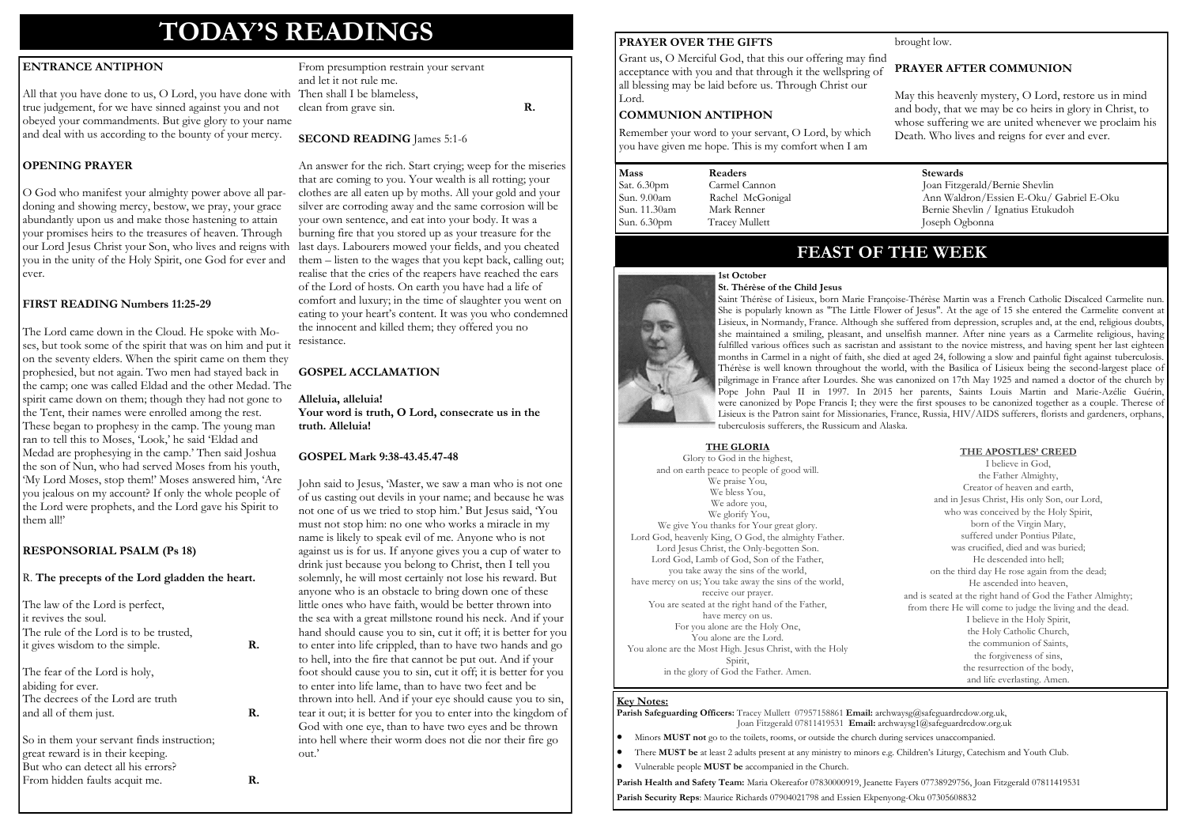# TODAY'S READINGS

## ENTRANCE ANTIPHON

All that you have done to us, O Lord, you have done with true judgement, for we have sinned against you and not obeyed your commandments. But give glory to your name and deal with us according to the bounty of your mercy.

## OPENING PRAYER

O God who manifest your almighty power above all pardoning and showing mercy, bestow, we pray, your grace abundantly upon us and make those hastening to attain your promises heirs to the treasures of heaven. Through our Lord Jesus Christ your Son, who lives and reigns with you in the unity of the Holy Spirit, one God for ever and ever.

## FIRST READING Numbers 11:25-29

The Lord came down in the Cloud. He spoke with Moses, but took some of the spirit that was on him and put it on the seventy elders. When the spirit came on them they prophesied, but not again. Two men had stayed back in the camp; one was called Eldad and the other Medad. The spirit came down on them; though they had not gone to the Tent, their names were enrolled among the rest. These began to prophesy in the camp. The young man ran to tell this to Moses, 'Look,' he said 'Eldad and Medad are prophesying in the camp.' Then said Joshua the son of Nun, who had served Moses from his youth, 'My Lord Moses, stop them!' Moses answered him, 'Are you jealous on my account? If only the whole people of the Lord were prophets, and the Lord gave his Spirit to them all!'

## RESPONSORIAL PSALM (Ps 18)

R. **The precepts of the Lord gladden the heart.**

The law of the Lord is perfect,
it revives the soul.
The rule of the Lord is to be trusted,
it gives wisdom to the simple. **R.**

The fear of the Lord is holy,
abiding for ever.
The decrees of the Lord are truth
and all of them just. **R.**

So in them your servant finds instruction;
great reward is in their keeping.
But who can detect all his errors?
From hidden faults acquit me. **R.**

From presumption restrain your servant
and let it not rule me.
Then shall I be blameless,
clean from grave sin. **R.**

## SECOND READING James 5:1-6

An answer for the rich. Start crying; weep for the miseries that are coming to you. Your wealth is all rotting; your clothes are all eaten up by moths. All your gold and your silver are corroding away and the same corrosion will be your own sentence, and eat into your body. It was a burning fire that you stored up as your treasure for the last days. Labourers mowed your fields, and you cheated them – listen to the wages that you kept back, calling out; realise that the cries of the reapers have reached the ears of the Lord of hosts. On earth you have had a life of comfort and luxury; in the time of slaughter you went on eating to your heart's content. It was you who condemned the innocent and killed them; they offered you no resistance.

## GOSPEL ACCLAMATION

**Alleluia, alleluia!**
**Your word is truth, O Lord, consecrate us in the truth. Alleluia!**

## GOSPEL Mark 9:38-43.45.47-48

John said to Jesus, 'Master, we saw a man who is not one of us casting out devils in your name; and because he was not one of us we tried to stop him.' But Jesus said, 'You must not stop him: no one who works a miracle in my name is likely to speak evil of me. Anyone who is not against us is for us. If anyone gives you a cup of water to drink just because you belong to Christ, then I tell you solemnly, he will most certainly not lose his reward. But anyone who is an obstacle to bring down one of these little ones who have faith, would be better thrown into the sea with a great millstone round his neck. And if your hand should cause you to sin, cut it off; it is better for you to enter into life crippled, than to have two hands and go to hell, into the fire that cannot be put out. And if your foot should cause you to sin, cut it off; it is better for you to enter into life lame, than to have two feet and be thrown into hell. And if your eye should cause you to sin, tear it out; it is better for you to enter into the kingdom of God with one eye, than to have two eyes and be thrown into hell where their worm does not die nor their fire go out.'

## PRAYER OVER THE GIFTS

Grant us, O Merciful God, that this our offering may find acceptance with you and that through it the wellspring of all blessing may be laid before us. Through Christ our Lord.

## COMMUNION ANTIPHON

Remember your word to your servant, O Lord, by which you have given me hope. This is my comfort when I am brought low.

## PRAYER AFTER COMMUNION

May this heavenly mystery, O Lord, restore us in mind and body, that we may be co heirs in glory in Christ, to whose suffering we are united whenever we proclaim his Death. Who lives and reigns for ever and ever.

| Mass | Readers | Stewards |
|---|---|---|
| Sat. 6.30pm | Carmel Cannon | Joan Fitzgerald/Bernie Shevlin |
| Sun. 9.00am | Rachel McGonigal | Ann Waldron/Essien E-Oku/ Gabriel E-Oku |
| Sun. 11.30am | Mark Renner | Bernie Shevlin / Ignatius Etukudoh |
| Sun. 6.30pm | Tracey Mullett | Joseph Ogbonna |

# FEAST OF THE WEEK

**1st October**
**St. Thérèse of the Child Jesus**

Saint Thérèse of Lisieux, born Marie Françoise-Thérèse Martin was a French Catholic Discalced Carmelite nun. She is popularly known as "The Little Flower of Jesus". At the age of 15 she entered the Carmelite convent at Lisieux, in Normandy, France. Although she suffered from depression, scruples and, at the end, religious doubts, she maintained a smiling, pleasant, and unselfish manner. After nine years as a Carmelite religious, having fulfilled various offices such as sacristan and assistant to the novice mistress, and having spent her last eighteen months in Carmel in a night of faith, she died at aged 24, following a slow and painful fight against tuberculosis. Thérèse is well known throughout the world, with the Basilica of Lisieux being the second-largest place of pilgrimage in France after Lourdes. She was canonized on 17th May 1925 and named a doctor of the church by Pope John Paul II in 1997. In 2015 her parents, Saints Louis Martin and Marie-Azélie Guérin, were canonized by Pope Francis I; they were the first spouses to be canonized together as a couple. Therese of Lisieux is the Patron saint for Missionaries, France, Russia, HIV/AIDS sufferers, florists and gardeners, orphans, tuberculosis sufferers, the Russicum and Alaska.

### THE GLORIA

Glory to God in the highest,
and on earth peace to people of good will.
We praise You,
We bless You,
We adore you,
We glorify You,
We give You thanks for Your great glory.
Lord God, heavenly King, O God, the almighty Father.
Lord Jesus Christ, the Only-begotten Son.
Lord God, Lamb of God, Son of the Father,
you take away the sins of the world,
have mercy on us; You take away the sins of the world,
receive our prayer.
You are seated at the right hand of the Father,
have mercy on us.
For you alone are the Holy One,
You alone are the Lord.
You alone are the Most High. Jesus Christ, with the Holy Spirit,
in the glory of God the Father. Amen.

### THE APOSTLES' CREED

I believe in God,
the Father Almighty,
Creator of heaven and earth,
and in Jesus Christ, His only Son, our Lord,
who was conceived by the Holy Spirit,
born of the Virgin Mary,
suffered under Pontius Pilate,
was crucified, died and was buried;
He descended into hell;
on the third day He rose again from the dead;
He ascended into heaven,
and is seated at the right hand of God the Father Almighty;
from there He will come to judge the living and the dead.
I believe in the Holy Spirit,
the Holy Catholic Church,
the communion of Saints,
the forgiveness of sins,
the resurrection of the body,
and life everlasting. Amen.

## Key Notes:

**Parish Safeguarding Officers:** Tracey Mullett 07957158861 **Email:** archwaysg@safeguardrcdow.org.uk, Joan Fitzgerald 07811419531 **Email:** archwaysg1@safeguardrcdow.org.uk

- Minors **MUST not** go to the toilets, rooms, or outside the church during services unaccompanied.
- There **MUST be** at least 2 adults present at any ministry to minors e.g. Children's Liturgy, Catechism and Youth Club.
- Vulnerable people **MUST be** accompanied in the Church.

**Parish Health and Safety Team:** Maria Okereafor 07830000919, Jeanette Fayers 07738929756, Joan Fitzgerald 07811419531

**Parish Security Reps**: Maurice Richards 07904021798 and Essien Ekpenyong-Oku 07305608832